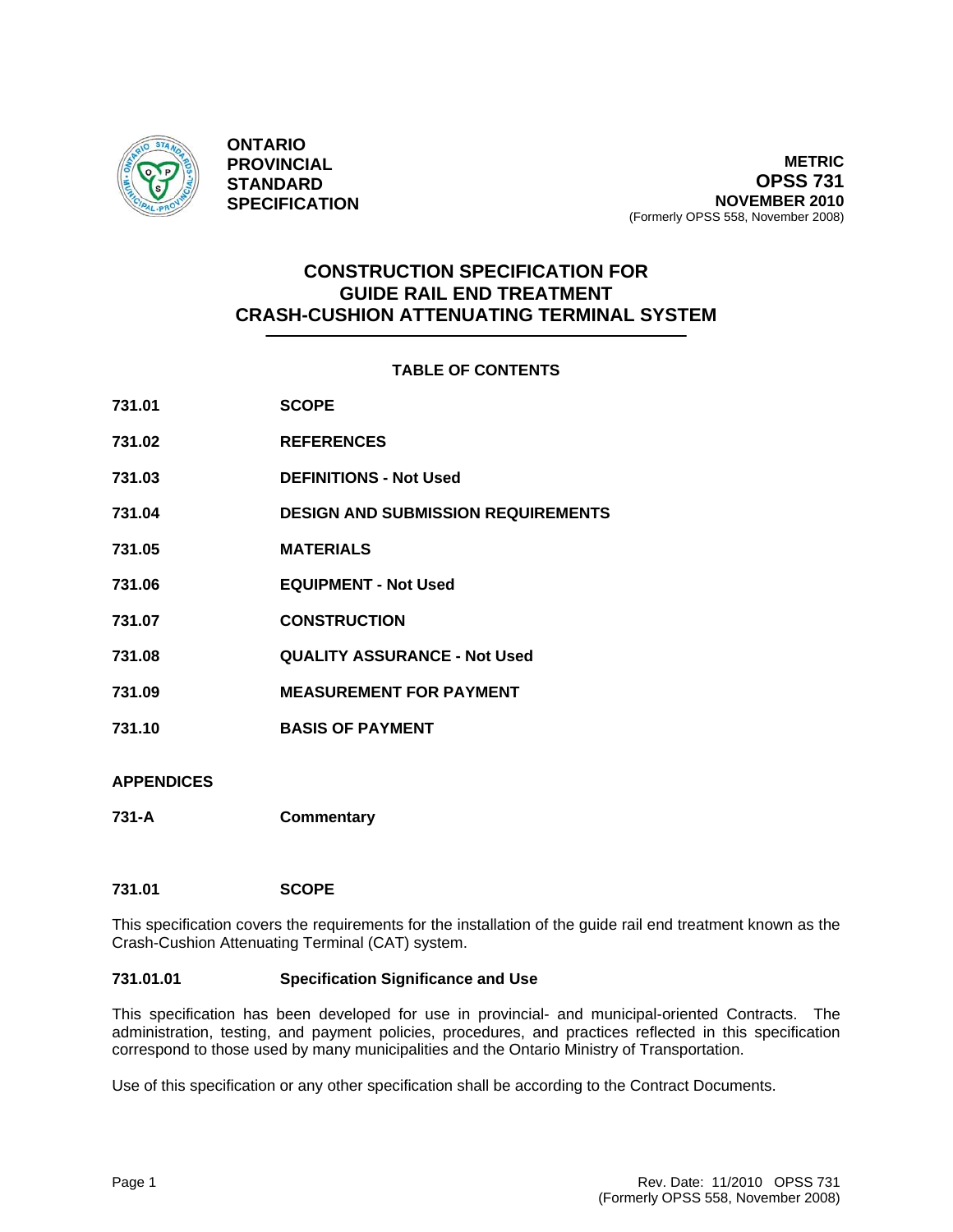**ONTARIO PROVINCIAL STANDARD SPECIFICATION**

**METRIC**
**OPSS 731**
**NOVEMBER 2010**
(Formerly OPSS 558, November 2008)

# CONSTRUCTION SPECIFICATION FOR GUIDE RAIL END TREATMENT CRASH-CUSHION ATTENUATING TERMINAL SYSTEM

## TABLE OF CONTENTS

| | |
|---|---|
| **731.01** | **SCOPE** |
| **731.02** | **REFERENCES** |
| **731.03** | **DEFINITIONS - Not Used** |
| **731.04** | **DESIGN AND SUBMISSION REQUIREMENTS** |
| **731.05** | **MATERIALS** |
| **731.06** | **EQUIPMENT - Not Used** |
| **731.07** | **CONSTRUCTION** |
| **731.08** | **QUALITY ASSURANCE - Not Used** |
| **731.09** | **MEASUREMENT FOR PAYMENT** |
| **731.10** | **BASIS OF PAYMENT** |

**APPENDICES**

| | |
|---|---|
| **731-A** | **Commentary** |

## 731.01 SCOPE

This specification covers the requirements for the installation of the guide rail end treatment known as the Crash-Cushion Attenuating Terminal (CAT) system.

### 731.01.01 Specification Significance and Use

This specification has been developed for use in provincial- and municipal-oriented Contracts. The administration, testing, and payment policies, procedures, and practices reflected in this specification correspond to those used by many municipalities and the Ontario Ministry of Transportation.

Use of this specification or any other specification shall be according to the Contract Documents.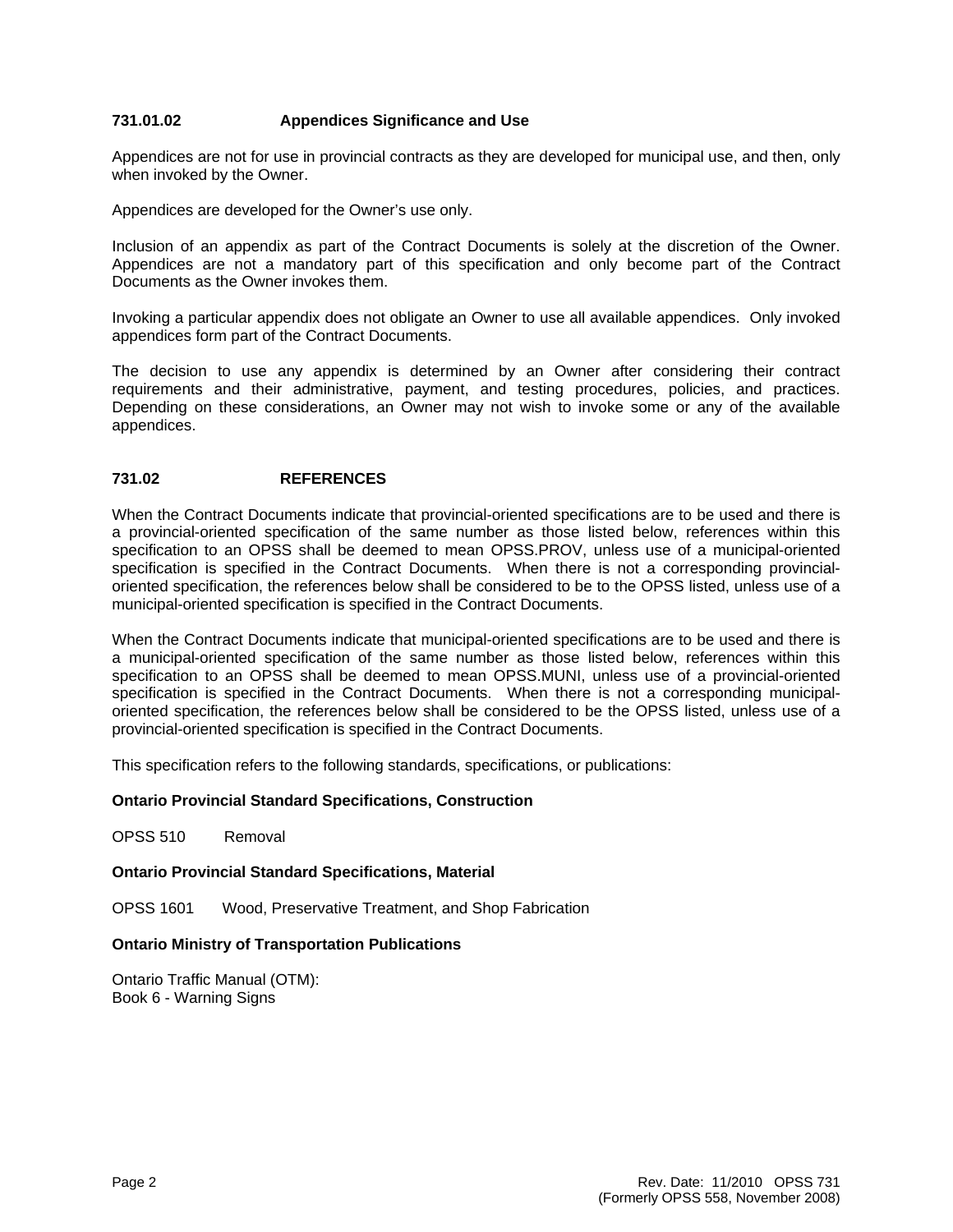### 731.01.02 Appendices Significance and Use

Appendices are not for use in provincial contracts as they are developed for municipal use, and then, only when invoked by the Owner.

Appendices are developed for the Owner's use only.

Inclusion of an appendix as part of the Contract Documents is solely at the discretion of the Owner. Appendices are not a mandatory part of this specification and only become part of the Contract Documents as the Owner invokes them.

Invoking a particular appendix does not obligate an Owner to use all available appendices. Only invoked appendices form part of the Contract Documents.

The decision to use any appendix is determined by an Owner after considering their contract requirements and their administrative, payment, and testing procedures, policies, and practices. Depending on these considerations, an Owner may not wish to invoke some or any of the available appendices.

## 731.02 REFERENCES

When the Contract Documents indicate that provincial-oriented specifications are to be used and there is a provincial-oriented specification of the same number as those listed below, references within this specification to an OPSS shall be deemed to mean OPSS.PROV, unless use of a municipal-oriented specification is specified in the Contract Documents. When there is not a corresponding provincial-oriented specification, the references below shall be considered to be to the OPSS listed, unless use of a municipal-oriented specification is specified in the Contract Documents.

When the Contract Documents indicate that municipal-oriented specifications are to be used and there is a municipal-oriented specification of the same number as those listed below, references within this specification to an OPSS shall be deemed to mean OPSS.MUNI, unless use of a provincial-oriented specification is specified in the Contract Documents. When there is not a corresponding municipal-oriented specification, the references below shall be considered to be the OPSS listed, unless use of a provincial-oriented specification is specified in the Contract Documents.

This specification refers to the following standards, specifications, or publications:

**Ontario Provincial Standard Specifications, Construction**

OPSS 510 Removal

**Ontario Provincial Standard Specifications, Material**

OPSS 1601 Wood, Preservative Treatment, and Shop Fabrication

**Ontario Ministry of Transportation Publications**

Ontario Traffic Manual (OTM):
Book 6 - Warning Signs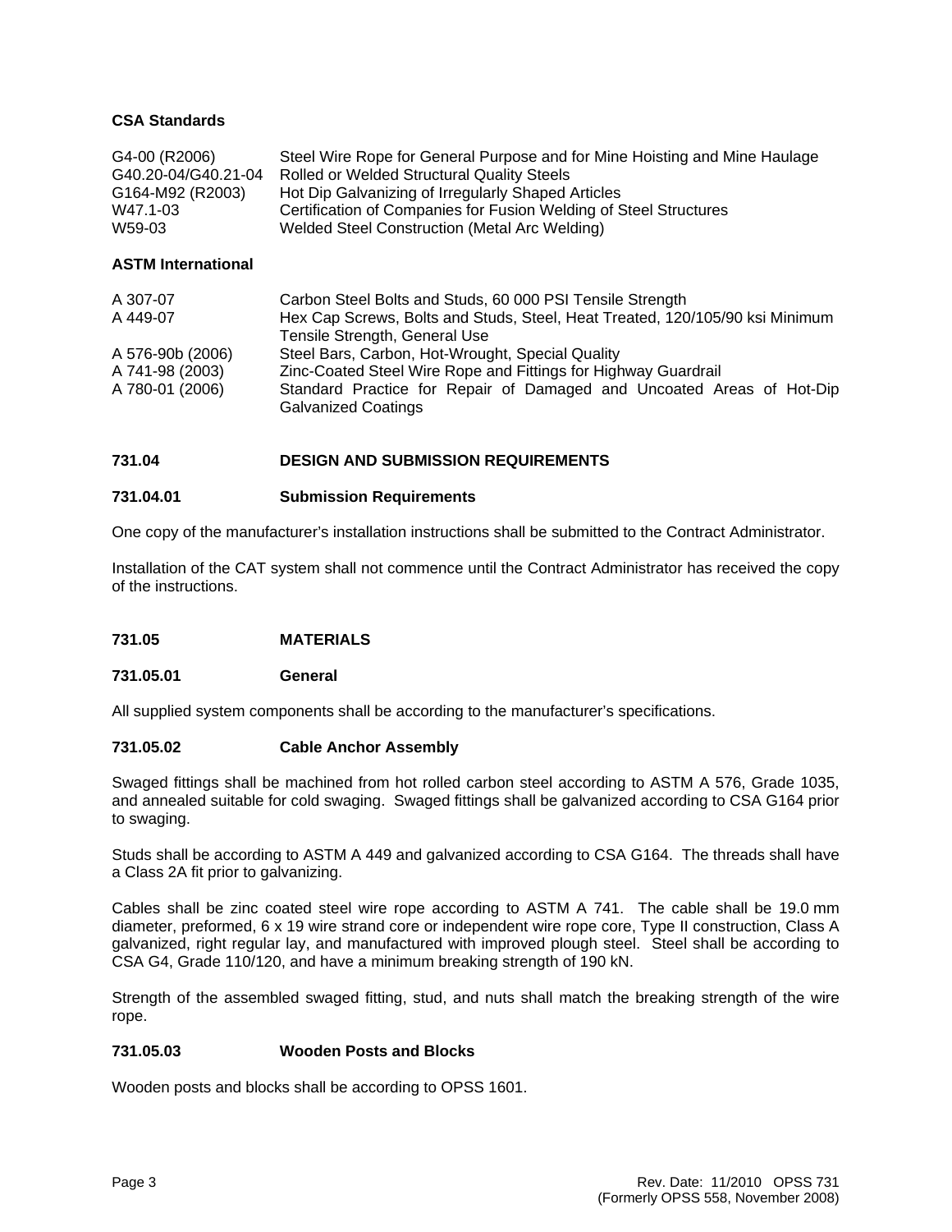**CSA Standards**

| | |
|---|---|
| G4-00 (R2006) | Steel Wire Rope for General Purpose and for Mine Hoisting and Mine Haulage |
| G40.20-04/G40.21-04 | Rolled or Welded Structural Quality Steels |
| G164-M92 (R2003) | Hot Dip Galvanizing of Irregularly Shaped Articles |
| W47.1-03 | Certification of Companies for Fusion Welding of Steel Structures |
| W59-03 | Welded Steel Construction (Metal Arc Welding) |

**ASTM International**

| | |
|---|---|
| A 307-07 | Carbon Steel Bolts and Studs, 60 000 PSI Tensile Strength |
| A 449-07 | Hex Cap Screws, Bolts and Studs, Steel, Heat Treated, 120/105/90 ksi Minimum Tensile Strength, General Use |
| A 576-90b (2006) | Steel Bars, Carbon, Hot-Wrought, Special Quality |
| A 741-98 (2003) | Zinc-Coated Steel Wire Rope and Fittings for Highway Guardrail |
| A 780-01 (2006) | Standard Practice for Repair of Damaged and Uncoated Areas of Hot-Dip Galvanized Coatings |

## 731.04 DESIGN AND SUBMISSION REQUIREMENTS

### 731.04.01 Submission Requirements

One copy of the manufacturer's installation instructions shall be submitted to the Contract Administrator.

Installation of the CAT system shall not commence until the Contract Administrator has received the copy of the instructions.

## 731.05 MATERIALS

### 731.05.01 General

All supplied system components shall be according to the manufacturer's specifications.

### 731.05.02 Cable Anchor Assembly

Swaged fittings shall be machined from hot rolled carbon steel according to ASTM A 576, Grade 1035, and annealed suitable for cold swaging. Swaged fittings shall be galvanized according to CSA G164 prior to swaging.

Studs shall be according to ASTM A 449 and galvanized according to CSA G164. The threads shall have a Class 2A fit prior to galvanizing.

Cables shall be zinc coated steel wire rope according to ASTM A 741. The cable shall be 19.0 mm diameter, preformed, 6 x 19 wire strand core or independent wire rope core, Type II construction, Class A galvanized, right regular lay, and manufactured with improved plough steel. Steel shall be according to CSA G4, Grade 110/120, and have a minimum breaking strength of 190 kN.

Strength of the assembled swaged fitting, stud, and nuts shall match the breaking strength of the wire rope.

### 731.05.03 Wooden Posts and Blocks

Wooden posts and blocks shall be according to OPSS 1601.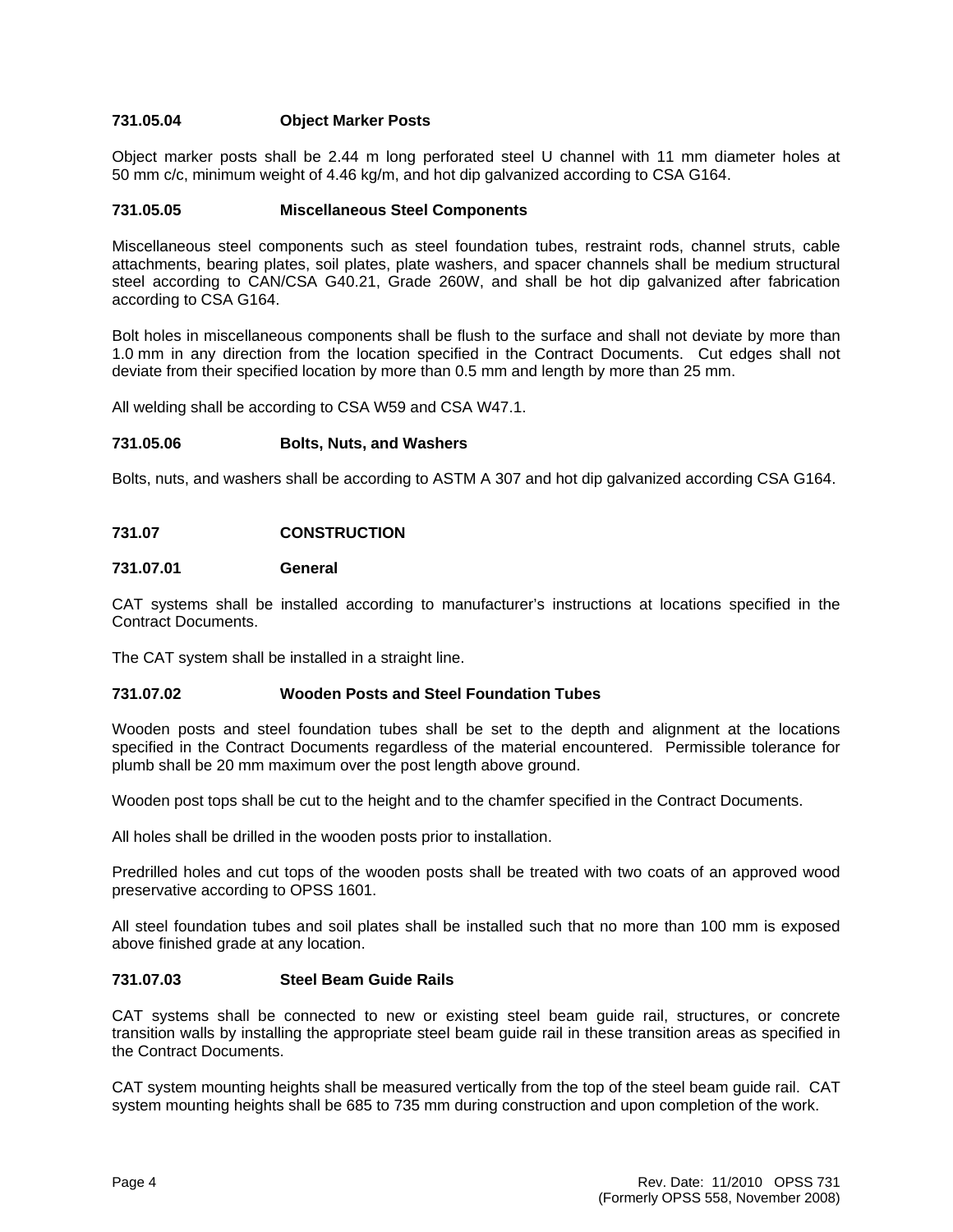### 731.05.04 Object Marker Posts

Object marker posts shall be 2.44 m long perforated steel U channel with 11 mm diameter holes at 50 mm c/c, minimum weight of 4.46 kg/m, and hot dip galvanized according to CSA G164.

### 731.05.05 Miscellaneous Steel Components

Miscellaneous steel components such as steel foundation tubes, restraint rods, channel struts, cable attachments, bearing plates, soil plates, plate washers, and spacer channels shall be medium structural steel according to CAN/CSA G40.21, Grade 260W, and shall be hot dip galvanized after fabrication according to CSA G164.

Bolt holes in miscellaneous components shall be flush to the surface and shall not deviate by more than 1.0 mm in any direction from the location specified in the Contract Documents. Cut edges shall not deviate from their specified location by more than 0.5 mm and length by more than 25 mm.

All welding shall be according to CSA W59 and CSA W47.1.

### 731.05.06 Bolts, Nuts, and Washers

Bolts, nuts, and washers shall be according to ASTM A 307 and hot dip galvanized according CSA G164.

## 731.07 CONSTRUCTION

### 731.07.01 General

CAT systems shall be installed according to manufacturer's instructions at locations specified in the Contract Documents.

The CAT system shall be installed in a straight line.

### 731.07.02 Wooden Posts and Steel Foundation Tubes

Wooden posts and steel foundation tubes shall be set to the depth and alignment at the locations specified in the Contract Documents regardless of the material encountered. Permissible tolerance for plumb shall be 20 mm maximum over the post length above ground.

Wooden post tops shall be cut to the height and to the chamfer specified in the Contract Documents.

All holes shall be drilled in the wooden posts prior to installation.

Predrilled holes and cut tops of the wooden posts shall be treated with two coats of an approved wood preservative according to OPSS 1601.

All steel foundation tubes and soil plates shall be installed such that no more than 100 mm is exposed above finished grade at any location.

### 731.07.03 Steel Beam Guide Rails

CAT systems shall be connected to new or existing steel beam guide rail, structures, or concrete transition walls by installing the appropriate steel beam guide rail in these transition areas as specified in the Contract Documents.

CAT system mounting heights shall be measured vertically from the top of the steel beam guide rail. CAT system mounting heights shall be 685 to 735 mm during construction and upon completion of the work.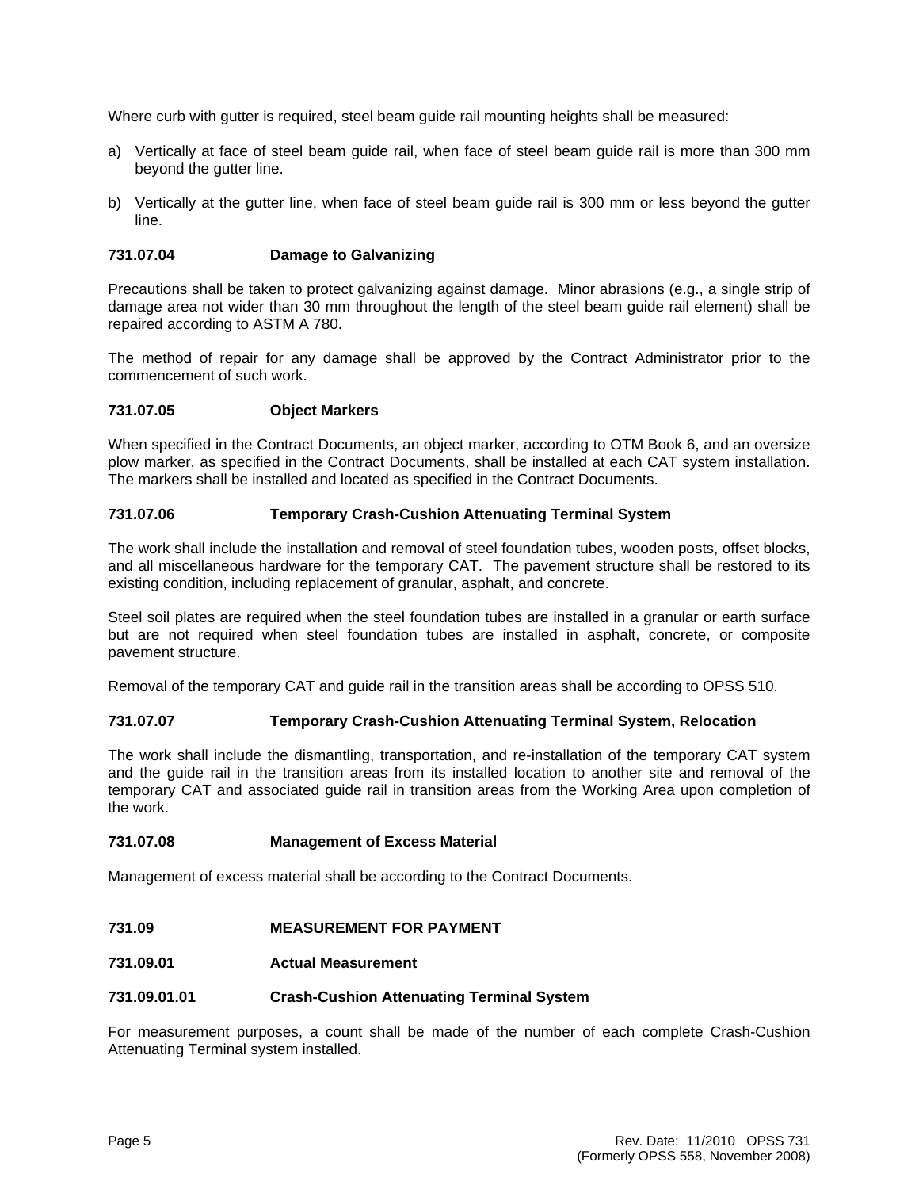Where curb with gutter is required, steel beam guide rail mounting heights shall be measured:

a) Vertically at face of steel beam guide rail, when face of steel beam guide rail is more than 300 mm beyond the gutter line.

b) Vertically at the gutter line, when face of steel beam guide rail is 300 mm or less beyond the gutter line.

### 731.07.04 Damage to Galvanizing

Precautions shall be taken to protect galvanizing against damage. Minor abrasions (e.g., a single strip of damage area not wider than 30 mm throughout the length of the steel beam guide rail element) shall be repaired according to ASTM A 780.

The method of repair for any damage shall be approved by the Contract Administrator prior to the commencement of such work.

### 731.07.05 Object Markers

When specified in the Contract Documents, an object marker, according to OTM Book 6, and an oversize plow marker, as specified in the Contract Documents, shall be installed at each CAT system installation. The markers shall be installed and located as specified in the Contract Documents.

### 731.07.06 Temporary Crash-Cushion Attenuating Terminal System

The work shall include the installation and removal of steel foundation tubes, wooden posts, offset blocks, and all miscellaneous hardware for the temporary CAT. The pavement structure shall be restored to its existing condition, including replacement of granular, asphalt, and concrete.

Steel soil plates are required when the steel foundation tubes are installed in a granular or earth surface but are not required when steel foundation tubes are installed in asphalt, concrete, or composite pavement structure.

Removal of the temporary CAT and guide rail in the transition areas shall be according to OPSS 510.

### 731.07.07 Temporary Crash-Cushion Attenuating Terminal System, Relocation

The work shall include the dismantling, transportation, and re-installation of the temporary CAT system and the guide rail in the transition areas from its installed location to another site and removal of the temporary CAT and associated guide rail in transition areas from the Working Area upon completion of the work.

### 731.07.08 Management of Excess Material

Management of excess material shall be according to the Contract Documents.

## 731.09 MEASUREMENT FOR PAYMENT

### 731.09.01 Actual Measurement

### 731.09.01.01 Crash-Cushion Attenuating Terminal System

For measurement purposes, a count shall be made of the number of each complete Crash-Cushion Attenuating Terminal system installed.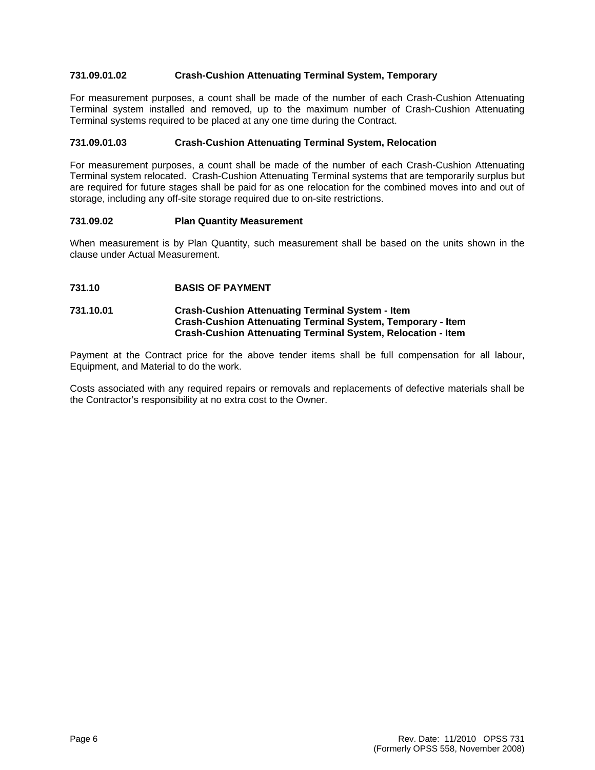#### 731.09.01.02 Crash-Cushion Attenuating Terminal System, Temporary

For measurement purposes, a count shall be made of the number of each Crash-Cushion Attenuating Terminal system installed and removed, up to the maximum number of Crash-Cushion Attenuating Terminal systems required to be placed at any one time during the Contract.

#### 731.09.01.03 Crash-Cushion Attenuating Terminal System, Relocation

For measurement purposes, a count shall be made of the number of each Crash-Cushion Attenuating Terminal system relocated. Crash-Cushion Attenuating Terminal systems that are temporarily surplus but are required for future stages shall be paid for as one relocation for the combined moves into and out of storage, including any off-site storage required due to on-site restrictions.

### 731.09.02 Plan Quantity Measurement

When measurement is by Plan Quantity, such measurement shall be based on the units shown in the clause under Actual Measurement.

## 731.10 BASIS OF PAYMENT

### 731.10.01 Crash-Cushion Attenuating Terminal System - Item
### Crash-Cushion Attenuating Terminal System, Temporary - Item
### Crash-Cushion Attenuating Terminal System, Relocation - Item

Payment at the Contract price for the above tender items shall be full compensation for all labour, Equipment, and Material to do the work.

Costs associated with any required repairs or removals and replacements of defective materials shall be the Contractor's responsibility at no extra cost to the Owner.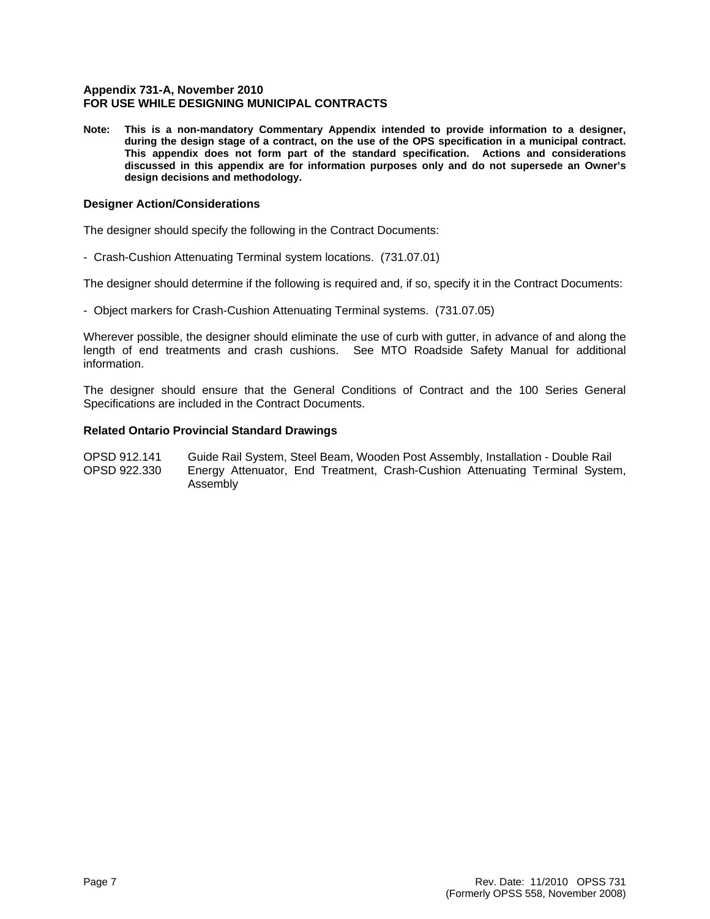**Appendix 731-A, November 2010**
**FOR USE WHILE DESIGNING MUNICIPAL CONTRACTS**

**Note: This is a non-mandatory Commentary Appendix intended to provide information to a designer, during the design stage of a contract, on the use of the OPS specification in a municipal contract. This appendix does not form part of the standard specification. Actions and considerations discussed in this appendix are for information purposes only and do not supersede an Owner's design decisions and methodology.**

### Designer Action/Considerations

The designer should specify the following in the Contract Documents:

- Crash-Cushion Attenuating Terminal system locations. (731.07.01)

The designer should determine if the following is required and, if so, specify it in the Contract Documents:

- Object markers for Crash-Cushion Attenuating Terminal systems. (731.07.05)

Wherever possible, the designer should eliminate the use of curb with gutter, in advance of and along the length of end treatments and crash cushions. See MTO Roadside Safety Manual for additional information.

The designer should ensure that the General Conditions of Contract and the 100 Series General Specifications are included in the Contract Documents.

### Related Ontario Provincial Standard Drawings

| | |
|---|---|
| OPSD 912.141 | Guide Rail System, Steel Beam, Wooden Post Assembly, Installation - Double Rail |
| OPSD 922.330 | Energy Attenuator, End Treatment, Crash-Cushion Attenuating Terminal System, Assembly |